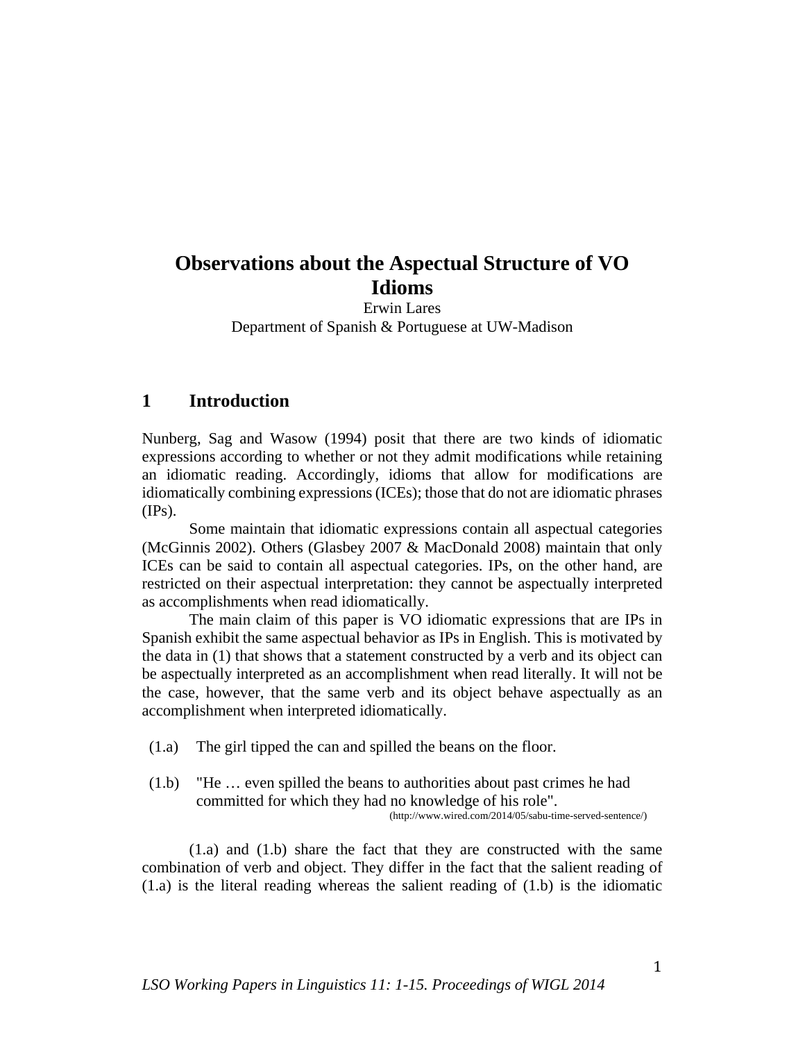# Observations about the Aspectual Structure of VO Idioms

Erwin Lares
Department of Spanish & Portuguese at UW-Madison

## 1 Introduction

Nunberg, Sag and Wasow (1994) posit that there are two kinds of idiomatic expressions according to whether or not they admit modifications while retaining an idiomatic reading. Accordingly, idioms that allow for modifications are idiomatically combining expressions (ICEs); those that do not are idiomatic phrases (IPs).

Some maintain that idiomatic expressions contain all aspectual categories (McGinnis 2002). Others (Glasbey 2007 & MacDonald 2008) maintain that only ICEs can be said to contain all aspectual categories. IPs, on the other hand, are restricted on their aspectual interpretation: they cannot be aspectually interpreted as accomplishments when read idiomatically.

The main claim of this paper is VO idiomatic expressions that are IPs in Spanish exhibit the same aspectual behavior as IPs in English. This is motivated by the data in (1) that shows that a statement constructed by a verb and its object can be aspectually interpreted as an accomplishment when read literally. It will not be the case, however, that the same verb and its object behave aspectually as an accomplishment when interpreted idiomatically.

(1.a) The girl tipped the can and spilled the beans on the floor.

(1.b) "He … even spilled the beans to authorities about past crimes he had committed for which they had no knowledge of his role".
(http://www.wired.com/2014/05/sabu-time-served-sentence/)

(1.a) and (1.b) share the fact that they are constructed with the same combination of verb and object. They differ in the fact that the salient reading of (1.a) is the literal reading whereas the salient reading of (1.b) is the idiomatic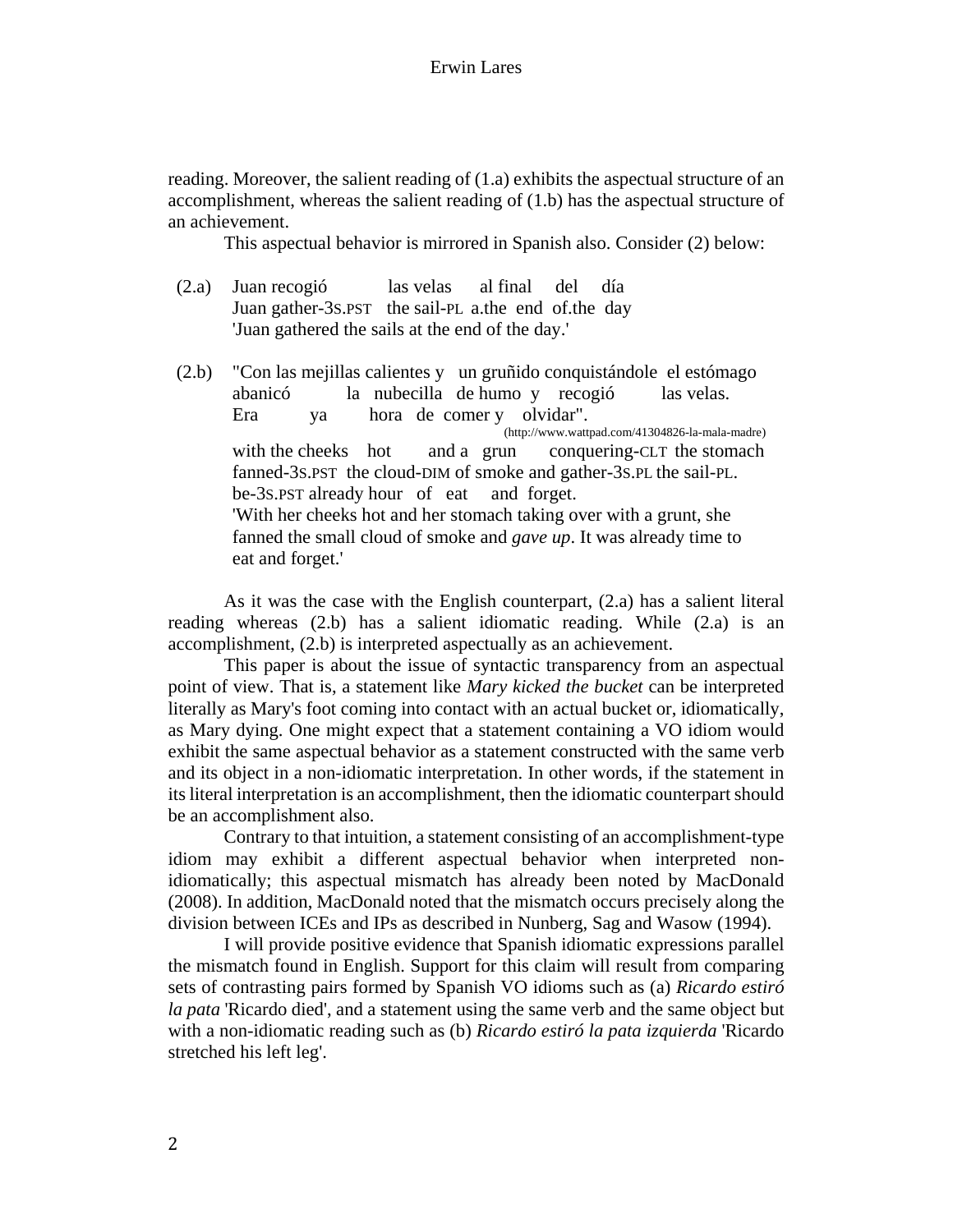reading. Moreover, the salient reading of (1.a) exhibits the aspectual structure of an accomplishment, whereas the salient reading of (1.b) has the aspectual structure of an achievement.

This aspectual behavior is mirrored in Spanish also. Consider (2) below:

(2.a) Juan recogió las velas al final del día
Juan gather-3S.PST the sail-PL a.the end of.the day
'Juan gathered the sails at the end of the day.'

(2.b) "Con las mejillas calientes y un gruñido conquistándole el estómago abanicó la nubecilla de humo y recogió las velas. Era ya hora de comer y olvidar".
(http://www.wattpad.com/41304826-la-mala-madre)
with the cheeks hot and a grun conquering-CLT the stomach
fanned-3S.PST the cloud-DIM of smoke and gather-3S.PL the sail-PL.
be-3S.PST already hour of eat and forget.
'With her cheeks hot and her stomach taking over with a grunt, she fanned the small cloud of smoke and *gave up*. It was already time to eat and forget.'

As it was the case with the English counterpart, (2.a) has a salient literal reading whereas (2.b) has a salient idiomatic reading. While (2.a) is an accomplishment, (2.b) is interpreted aspectually as an achievement.

This paper is about the issue of syntactic transparency from an aspectual point of view. That is, a statement like *Mary kicked the bucket* can be interpreted literally as Mary's foot coming into contact with an actual bucket or, idiomatically, as Mary dying. One might expect that a statement containing a VO idiom would exhibit the same aspectual behavior as a statement constructed with the same verb and its object in a non-idiomatic interpretation. In other words, if the statement in its literal interpretation is an accomplishment, then the idiomatic counterpart should be an accomplishment also.

Contrary to that intuition, a statement consisting of an accomplishment-type idiom may exhibit a different aspectual behavior when interpreted non-idiomatically; this aspectual mismatch has already been noted by MacDonald (2008). In addition, MacDonald noted that the mismatch occurs precisely along the division between ICEs and IPs as described in Nunberg, Sag and Wasow (1994).

I will provide positive evidence that Spanish idiomatic expressions parallel the mismatch found in English. Support for this claim will result from comparing sets of contrasting pairs formed by Spanish VO idioms such as (a) *Ricardo estiró la pata* 'Ricardo died', and a statement using the same verb and the same object but with a non-idiomatic reading such as (b) *Ricardo estiró la pata izquierda* 'Ricardo stretched his left leg'.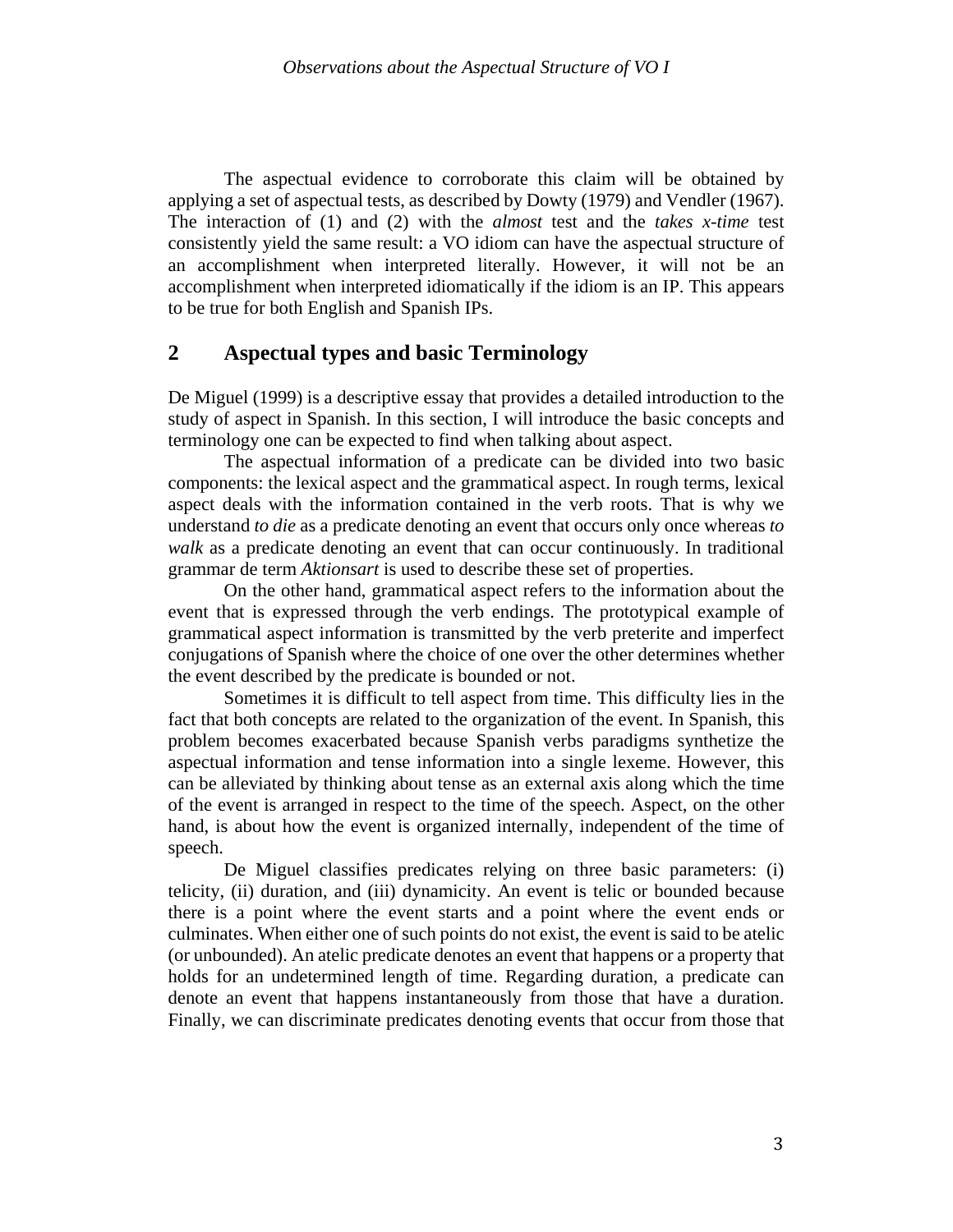The aspectual evidence to corroborate this claim will be obtained by applying a set of aspectual tests, as described by Dowty (1979) and Vendler (1967). The interaction of (1) and (2) with the *almost* test and the *takes x-time* test consistently yield the same result: a VO idiom can have the aspectual structure of an accomplishment when interpreted literally. However, it will not be an accomplishment when interpreted idiomatically if the idiom is an IP. This appears to be true for both English and Spanish IPs.

## 2 Aspectual types and basic Terminology

De Miguel (1999) is a descriptive essay that provides a detailed introduction to the study of aspect in Spanish. In this section, I will introduce the basic concepts and terminology one can be expected to find when talking about aspect.

The aspectual information of a predicate can be divided into two basic components: the lexical aspect and the grammatical aspect. In rough terms, lexical aspect deals with the information contained in the verb roots. That is why we understand *to die* as a predicate denoting an event that occurs only once whereas *to walk* as a predicate denoting an event that can occur continuously. In traditional grammar de term *Aktionsart* is used to describe these set of properties.

On the other hand, grammatical aspect refers to the information about the event that is expressed through the verb endings. The prototypical example of grammatical aspect information is transmitted by the verb preterite and imperfect conjugations of Spanish where the choice of one over the other determines whether the event described by the predicate is bounded or not.

Sometimes it is difficult to tell aspect from time. This difficulty lies in the fact that both concepts are related to the organization of the event. In Spanish, this problem becomes exacerbated because Spanish verbs paradigms synthetize the aspectual information and tense information into a single lexeme. However, this can be alleviated by thinking about tense as an external axis along which the time of the event is arranged in respect to the time of the speech. Aspect, on the other hand, is about how the event is organized internally, independent of the time of speech.

De Miguel classifies predicates relying on three basic parameters: (i) telicity, (ii) duration, and (iii) dynamicity. An event is telic or bounded because there is a point where the event starts and a point where the event ends or culminates. When either one of such points do not exist, the event is said to be atelic (or unbounded). An atelic predicate denotes an event that happens or a property that holds for an undetermined length of time. Regarding duration, a predicate can denote an event that happens instantaneously from those that have a duration. Finally, we can discriminate predicates denoting events that occur from those that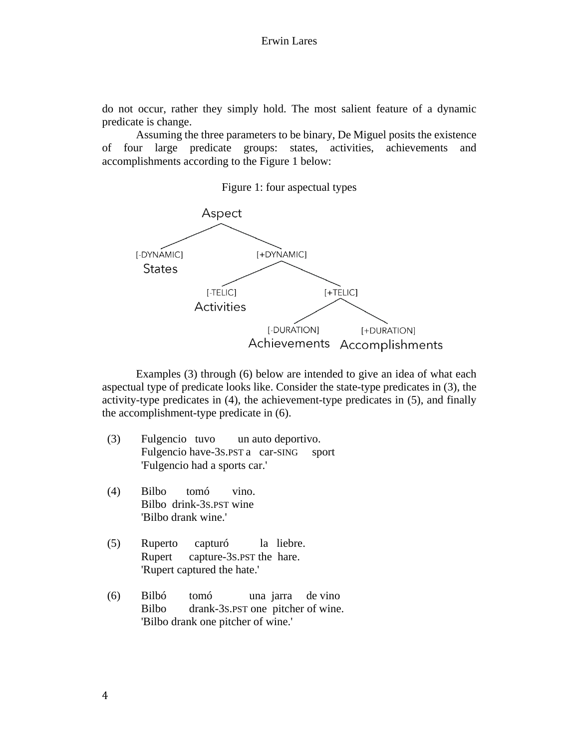do not occur, rather they simply hold. The most salient feature of a dynamic predicate is change.

Assuming the three parameters to be binary, De Miguel posits the existence of four large predicate groups: states, activities, achievements and accomplishments according to the Figure 1 below:

Figure 1: four aspectual types

```
Aspect
├── [-DYNAMIC]
│   States
└── [+DYNAMIC]
    ├── [-TELIC]
    │   Activities
    └── [+TELIC]
        ├── [-DURATION]
        │   Achievements
        └── [+DURATION]
            Accomplishments
```

Examples (3) through (6) below are intended to give an idea of what each aspectual type of predicate looks like. Consider the state-type predicates in (3), the activity-type predicates in (4), the achievement-type predicates in (5), and finally the accomplishment-type predicate in (6).

(3) Fulgencio tuvo un auto deportivo.
Fulgencio have-3S.PST a car-SING sport
'Fulgencio had a sports car.'

(4) Bilbo tomó vino.
Bilbo drink-3S.PST wine
'Bilbo drank wine.'

(5) Ruperto capturó la liebre.
Rupert capture-3S.PST the hare.
'Rupert captured the hate.'

(6) Bilbó tomó una jarra de vino
Bilbo drank-3S.PST one pitcher of wine.
'Bilbo drank one pitcher of wine.'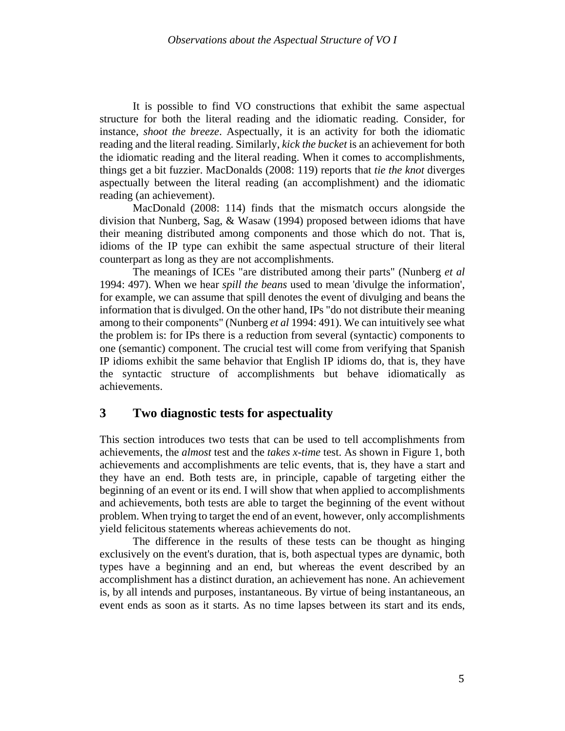It is possible to find VO constructions that exhibit the same aspectual structure for both the literal reading and the idiomatic reading. Consider, for instance, *shoot the breeze*. Aspectually, it is an activity for both the idiomatic reading and the literal reading. Similarly, *kick the bucket* is an achievement for both the idiomatic reading and the literal reading. When it comes to accomplishments, things get a bit fuzzier. MacDonalds (2008: 119) reports that *tie the knot* diverges aspectually between the literal reading (an accomplishment) and the idiomatic reading (an achievement).

MacDonald (2008: 114) finds that the mismatch occurs alongside the division that Nunberg, Sag, & Wasaw (1994) proposed between idioms that have their meaning distributed among components and those which do not. That is, idioms of the IP type can exhibit the same aspectual structure of their literal counterpart as long as they are not accomplishments.

The meanings of ICEs "are distributed among their parts" (Nunberg *et al* 1994: 497). When we hear *spill the beans* used to mean 'divulge the information', for example, we can assume that spill denotes the event of divulging and beans the information that is divulged. On the other hand, IPs "do not distribute their meaning among to their components" (Nunberg *et al* 1994: 491). We can intuitively see what the problem is: for IPs there is a reduction from several (syntactic) components to one (semantic) component. The crucial test will come from verifying that Spanish IP idioms exhibit the same behavior that English IP idioms do, that is, they have the syntactic structure of accomplishments but behave idiomatically as achievements.

## 3 Two diagnostic tests for aspectuality

This section introduces two tests that can be used to tell accomplishments from achievements, the *almost* test and the *takes x-time* test. As shown in Figure 1, both achievements and accomplishments are telic events, that is, they have a start and they have an end. Both tests are, in principle, capable of targeting either the beginning of an event or its end. I will show that when applied to accomplishments and achievements, both tests are able to target the beginning of the event without problem. When trying to target the end of an event, however, only accomplishments yield felicitous statements whereas achievements do not.

The difference in the results of these tests can be thought as hinging exclusively on the event's duration, that is, both aspectual types are dynamic, both types have a beginning and an end, but whereas the event described by an accomplishment has a distinct duration, an achievement has none. An achievement is, by all intends and purposes, instantaneous. By virtue of being instantaneous, an event ends as soon as it starts. As no time lapses between its start and its ends,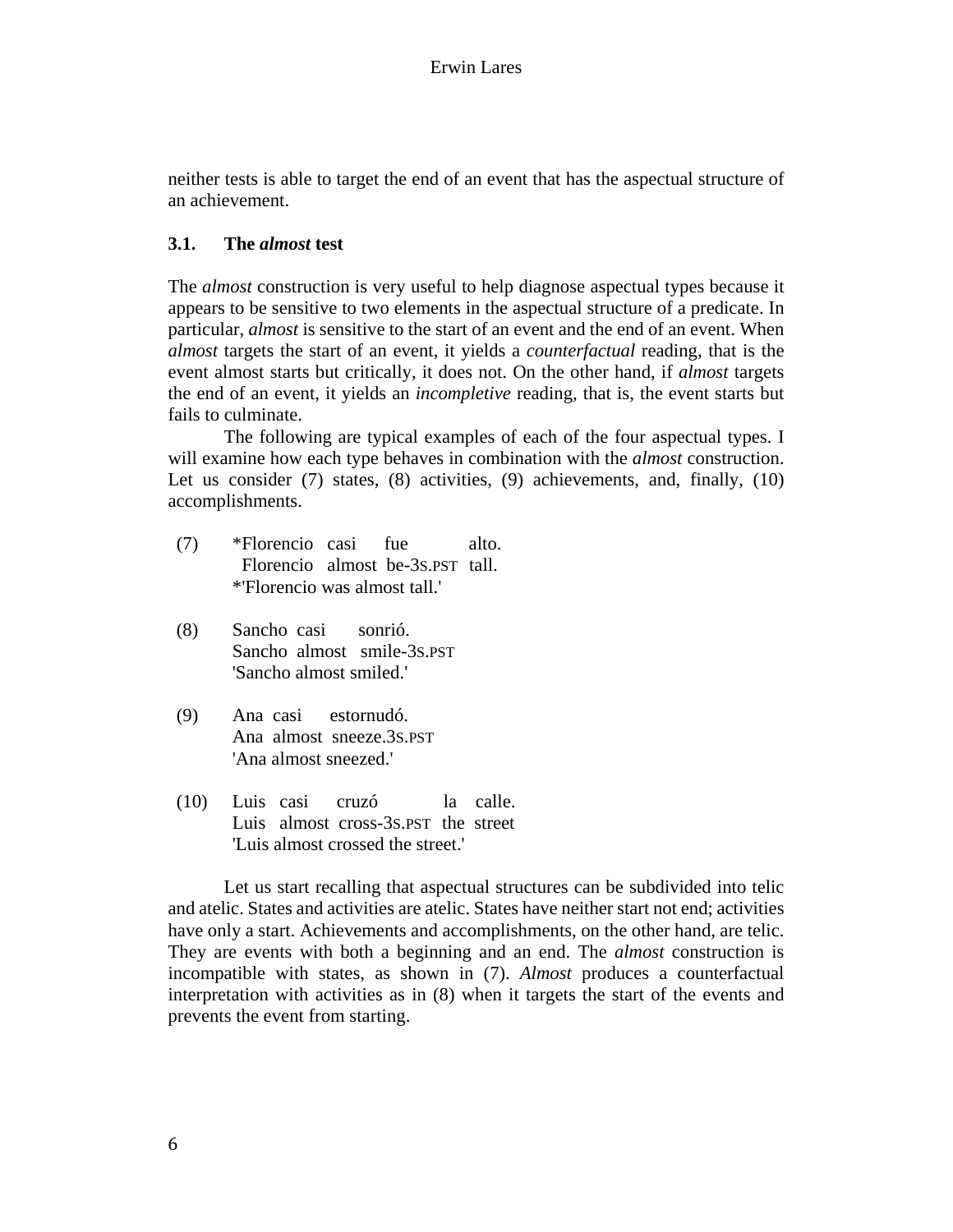neither tests is able to target the end of an event that has the aspectual structure of an achievement.

### 3.1. The *almost* test

The *almost* construction is very useful to help diagnose aspectual types because it appears to be sensitive to two elements in the aspectual structure of a predicate. In particular, *almost* is sensitive to the start of an event and the end of an event. When *almost* targets the start of an event, it yields a *counterfactual* reading, that is the event almost starts but critically, it does not. On the other hand, if *almost* targets the end of an event, it yields an *incompletive* reading, that is, the event starts but fails to culminate.

The following are typical examples of each of the four aspectual types. I will examine how each type behaves in combination with the *almost* construction. Let us consider (7) states, (8) activities, (9) achievements, and, finally, (10) accomplishments.

(7) *Florencio casi fue alto.
 Florencio almost be-3S.PST tall.
 *'Florencio was almost tall.'

(8) Sancho casi sonrió.
 Sancho almost smile-3S.PST
 'Sancho almost smiled.'

(9) Ana casi estornudó.
 Ana almost sneeze.3S.PST
 'Ana almost sneezed.'

(10) Luis casi cruzó la calle.
 Luis almost cross-3S.PST the street
 'Luis almost crossed the street.'

Let us start recalling that aspectual structures can be subdivided into telic and atelic. States and activities are atelic. States have neither start not end; activities have only a start. Achievements and accomplishments, on the other hand, are telic. They are events with both a beginning and an end. The *almost* construction is incompatible with states, as shown in (7). *Almost* produces a counterfactual interpretation with activities as in (8) when it targets the start of the events and prevents the event from starting.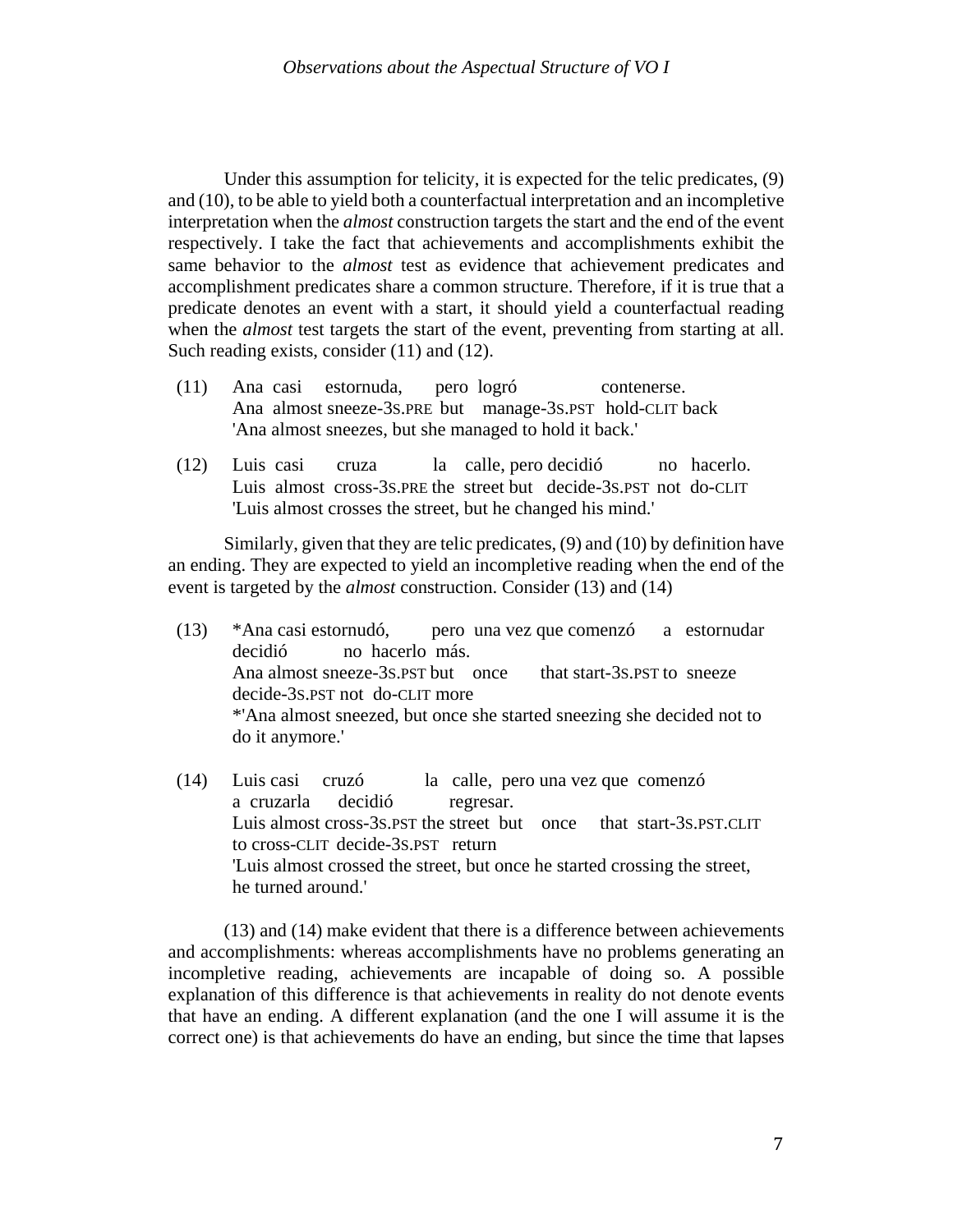Under this assumption for telicity, it is expected for the telic predicates, (9) and (10), to be able to yield both a counterfactual interpretation and an incompletive interpretation when the *almost* construction targets the start and the end of the event respectively. I take the fact that achievements and accomplishments exhibit the same behavior to the *almost* test as evidence that achievement predicates and accomplishment predicates share a common structure. Therefore, if it is true that a predicate denotes an event with a start, it should yield a counterfactual reading when the *almost* test targets the start of the event, preventing from starting at all. Such reading exists, consider (11) and (12).

(11) Ana casi estornuda, pero logró contenerse.
Ana almost sneeze-3S.PRE but manage-3S.PST hold-CLIT back
'Ana almost sneezes, but she managed to hold it back.'

(12) Luis casi cruza la calle, pero decidió no hacerlo.
Luis almost cross-3S.PRE the street but decide-3S.PST not do-CLIT
'Luis almost crosses the street, but he changed his mind.'

Similarly, given that they are telic predicates, (9) and (10) by definition have an ending. They are expected to yield an incompletive reading when the end of the event is targeted by the *almost* construction. Consider (13) and (14)

(13) *Ana casi estornudó, pero una vez que comenzó a estornudar decidió no hacerlo más.
Ana almost sneeze-3S.PST but once that start-3S.PST to sneeze decide-3S.PST not do-CLIT more
*'Ana almost sneezed, but once she started sneezing she decided not to do it anymore.'

(14) Luis casi cruzó la calle, pero una vez que comenzó a cruzarla decidió regresar.
Luis almost cross-3S.PST the street but once that start-3S.PST.CLIT to cross-CLIT decide-3S.PST return
'Luis almost crossed the street, but once he started crossing the street, he turned around.'

(13) and (14) make evident that there is a difference between achievements and accomplishments: whereas accomplishments have no problems generating an incompletive reading, achievements are incapable of doing so. A possible explanation of this difference is that achievements in reality do not denote events that have an ending. A different explanation (and the one I will assume it is the correct one) is that achievements do have an ending, but since the time that lapses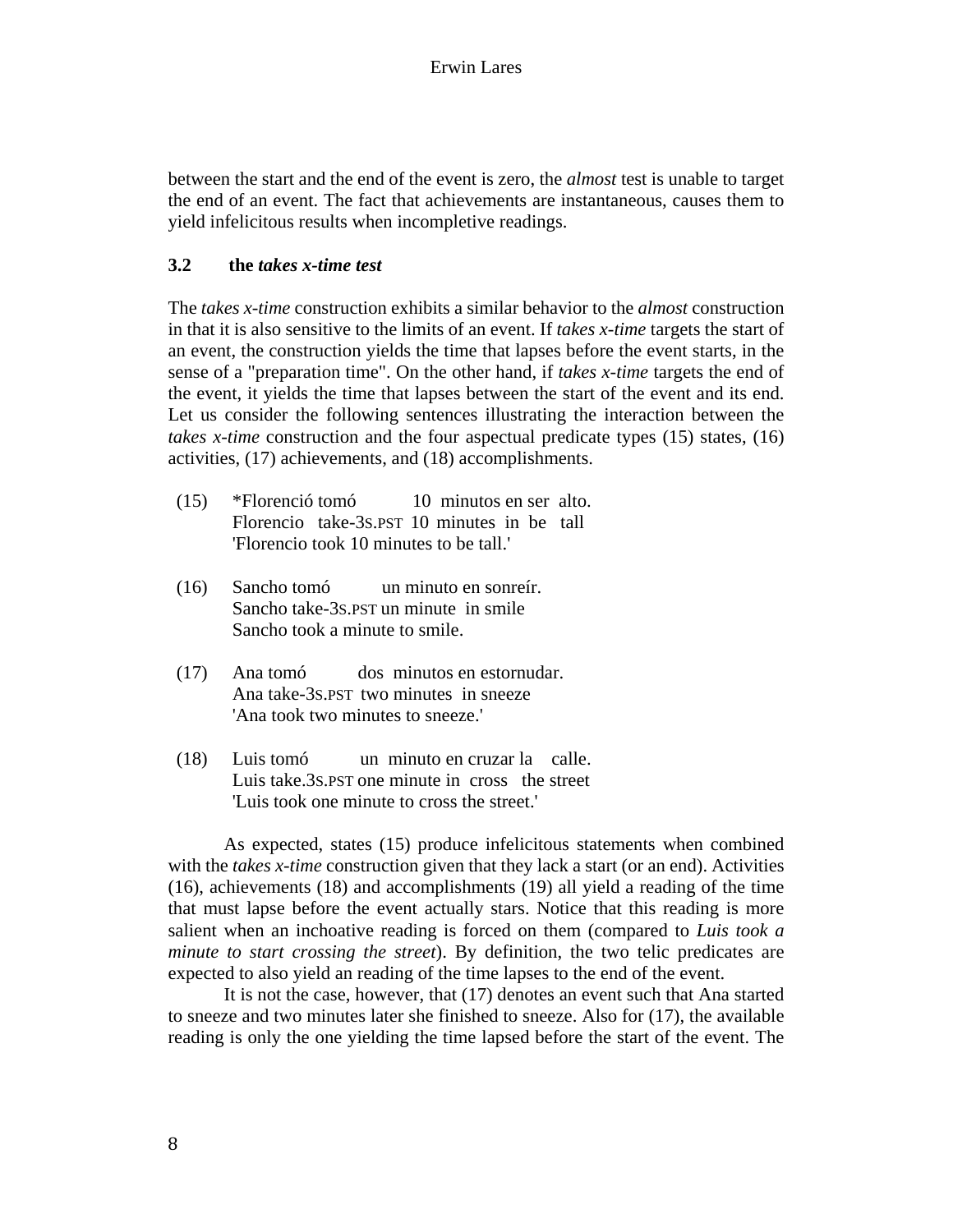between the start and the end of the event is zero, the *almost* test is unable to target the end of an event. The fact that achievements are instantaneous, causes them to yield infelicitous results when incompletive readings.

### 3.2 the *takes x-time test*

The *takes x-time* construction exhibits a similar behavior to the *almost* construction in that it is also sensitive to the limits of an event. If *takes x-time* targets the start of an event, the construction yields the time that lapses before the event starts, in the sense of a "preparation time". On the other hand, if *takes x-time* targets the end of the event, it yields the time that lapses between the start of the event and its end. Let us consider the following sentences illustrating the interaction between the *takes x-time* construction and the four aspectual predicate types (15) states, (16) activities, (17) achievements, and (18) accomplishments.

(15) *Florenció tomó 10 minutos en ser alto.
Florencio take-3S.PST 10 minutes in be tall
'Florencio took 10 minutes to be tall.'

(16) Sancho tomó un minuto en sonreír.
Sancho take-3S.PST un minute in smile
Sancho took a minute to smile.

(17) Ana tomó dos minutos en estornudar.
Ana take-3S.PST two minutes in sneeze
'Ana took two minutes to sneeze.'

(18) Luis tomó un minuto en cruzar la calle.
Luis take.3S.PST one minute in cross the street
'Luis took one minute to cross the street.'

As expected, states (15) produce infelicitous statements when combined with the *takes x-time* construction given that they lack a start (or an end). Activities (16), achievements (18) and accomplishments (19) all yield a reading of the time that must lapse before the event actually stars. Notice that this reading is more salient when an inchoative reading is forced on them (compared to *Luis took a minute to start crossing the street*). By definition, the two telic predicates are expected to also yield an reading of the time lapses to the end of the event.

It is not the case, however, that (17) denotes an event such that Ana started to sneeze and two minutes later she finished to sneeze. Also for (17), the available reading is only the one yielding the time lapsed before the start of the event. The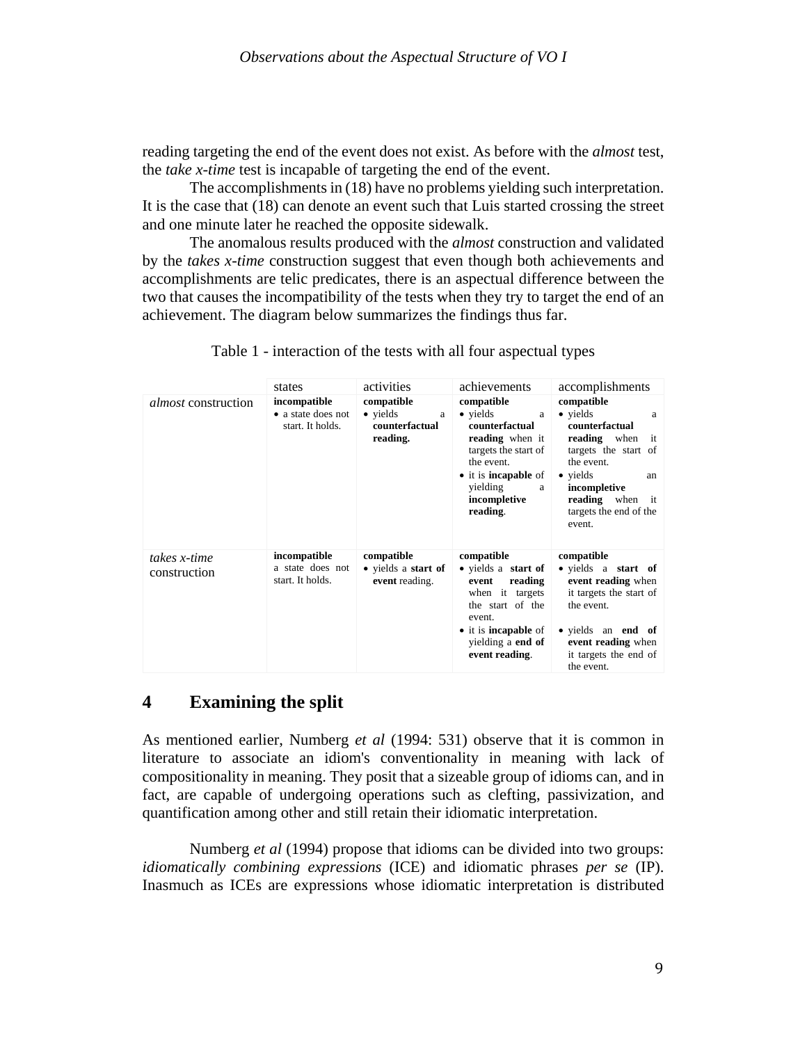reading targeting the end of the event does not exist. As before with the *almost* test, the *take x-time* test is incapable of targeting the end of the event.

The accomplishments in (18) have no problems yielding such interpretation. It is the case that (18) can denote an event such that Luis started crossing the street and one minute later he reached the opposite sidewalk.

The anomalous results produced with the *almost* construction and validated by the *takes x-time* construction suggest that even though both achievements and accomplishments are telic predicates, there is an aspectual difference between the two that causes the incompatibility of the tests when they try to target the end of an achievement. The diagram below summarizes the findings thus far.

Table 1 - interaction of the tests with all four aspectual types

| | states | activities | achievements | accomplishments |
|---|---|---|---|---|
| *almost* construction | **incompatible**<br>• a state does not start. It holds. | **compatible**<br>• yields a **counterfactual reading.** | **compatible**<br>• yields a **counterfactual reading** when it targets the start of the event.<br>• it is **incapable** of yielding a **incompletive reading**. | **compatible**<br>• yields a **counterfactual reading** when it targets the start of the event.<br>• yields an **incompletive reading** when it targets the end of the event. |
| *takes x-time* construction | **incompatible**<br>a state does not start. It holds. | **compatible**<br>• yields a **start of event** reading. | **compatible**<br>• yields a **start of event reading** when it targets the start of the event.<br>• it is **incapable** of yielding a **end of event reading**. | **compatible**<br>• yields a **start of event reading** when it targets the start of the event.<br>• yields an **end of event reading** when it targets the end of the event. |

## 4 Examining the split

As mentioned earlier, Numberg *et al* (1994: 531) observe that it is common in literature to associate an idiom's conventionality in meaning with lack of compositionality in meaning. They posit that a sizeable group of idioms can, and in fact, are capable of undergoing operations such as clefting, passivization, and quantification among other and still retain their idiomatic interpretation.

Numberg *et al* (1994) propose that idioms can be divided into two groups: *idiomatically combining expressions* (ICE) and idiomatic phrases *per se* (IP). Inasmuch as ICEs are expressions whose idiomatic interpretation is distributed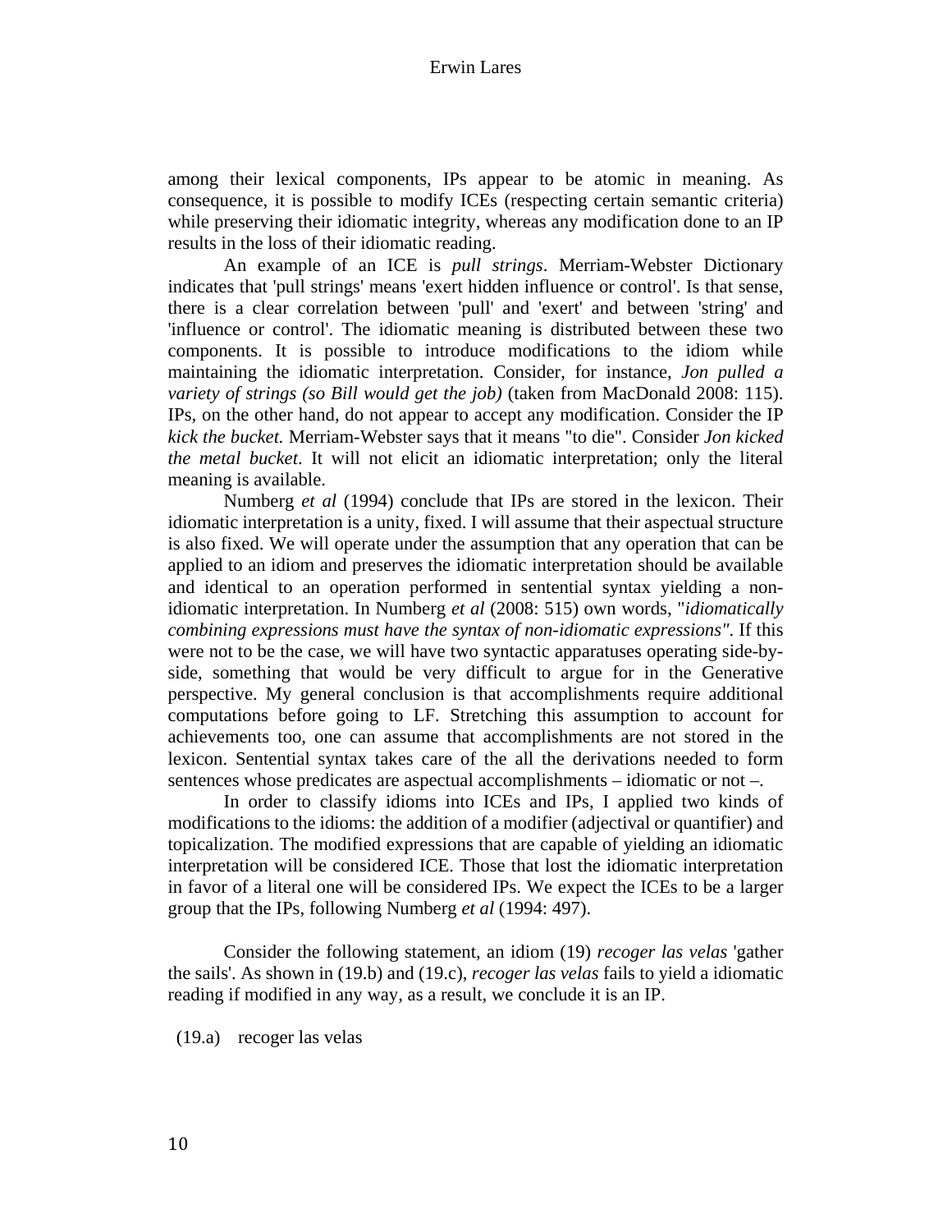among their lexical components, IPs appear to be atomic in meaning. As consequence, it is possible to modify ICEs (respecting certain semantic criteria) while preserving their idiomatic integrity, whereas any modification done to an IP results in the loss of their idiomatic reading.

An example of an ICE is *pull strings*. Merriam-Webster Dictionary indicates that 'pull strings' means 'exert hidden influence or control'. Is that sense, there is a clear correlation between 'pull' and 'exert' and between 'string' and 'influence or control'. The idiomatic meaning is distributed between these two components. It is possible to introduce modifications to the idiom while maintaining the idiomatic interpretation. Consider, for instance, *Jon pulled a variety of strings (so Bill would get the job)* (taken from MacDonald 2008: 115). IPs, on the other hand, do not appear to accept any modification. Consider the IP *kick the bucket.* Merriam-Webster says that it means "to die". Consider *Jon kicked the metal bucket*. It will not elicit an idiomatic interpretation; only the literal meaning is available.

Numberg *et al* (1994) conclude that IPs are stored in the lexicon. Their idiomatic interpretation is a unity, fixed. I will assume that their aspectual structure is also fixed. We will operate under the assumption that any operation that can be applied to an idiom and preserves the idiomatic interpretation should be available and identical to an operation performed in sentential syntax yielding a non-idiomatic interpretation. In Numberg *et al* (2008: 515) own words, "*idiomatically combining expressions must have the syntax of non-idiomatic expressions"*. If this were not to be the case, we will have two syntactic apparatuses operating side-by-side, something that would be very difficult to argue for in the Generative perspective. My general conclusion is that accomplishments require additional computations before going to LF. Stretching this assumption to account for achievements too, one can assume that accomplishments are not stored in the lexicon. Sentential syntax takes care of the all the derivations needed to form sentences whose predicates are aspectual accomplishments – idiomatic or not –.

In order to classify idioms into ICEs and IPs, I applied two kinds of modifications to the idioms: the addition of a modifier (adjectival or quantifier) and topicalization. The modified expressions that are capable of yielding an idiomatic interpretation will be considered ICE. Those that lost the idiomatic interpretation in favor of a literal one will be considered IPs. We expect the ICEs to be a larger group that the IPs, following Numberg *et al* (1994: 497).

Consider the following statement, an idiom (19) *recoger las velas* 'gather the sails'. As shown in (19.b) and (19.c), *recoger las velas* fails to yield a idiomatic reading if modified in any way, as a result, we conclude it is an IP.

(19.a) recoger las velas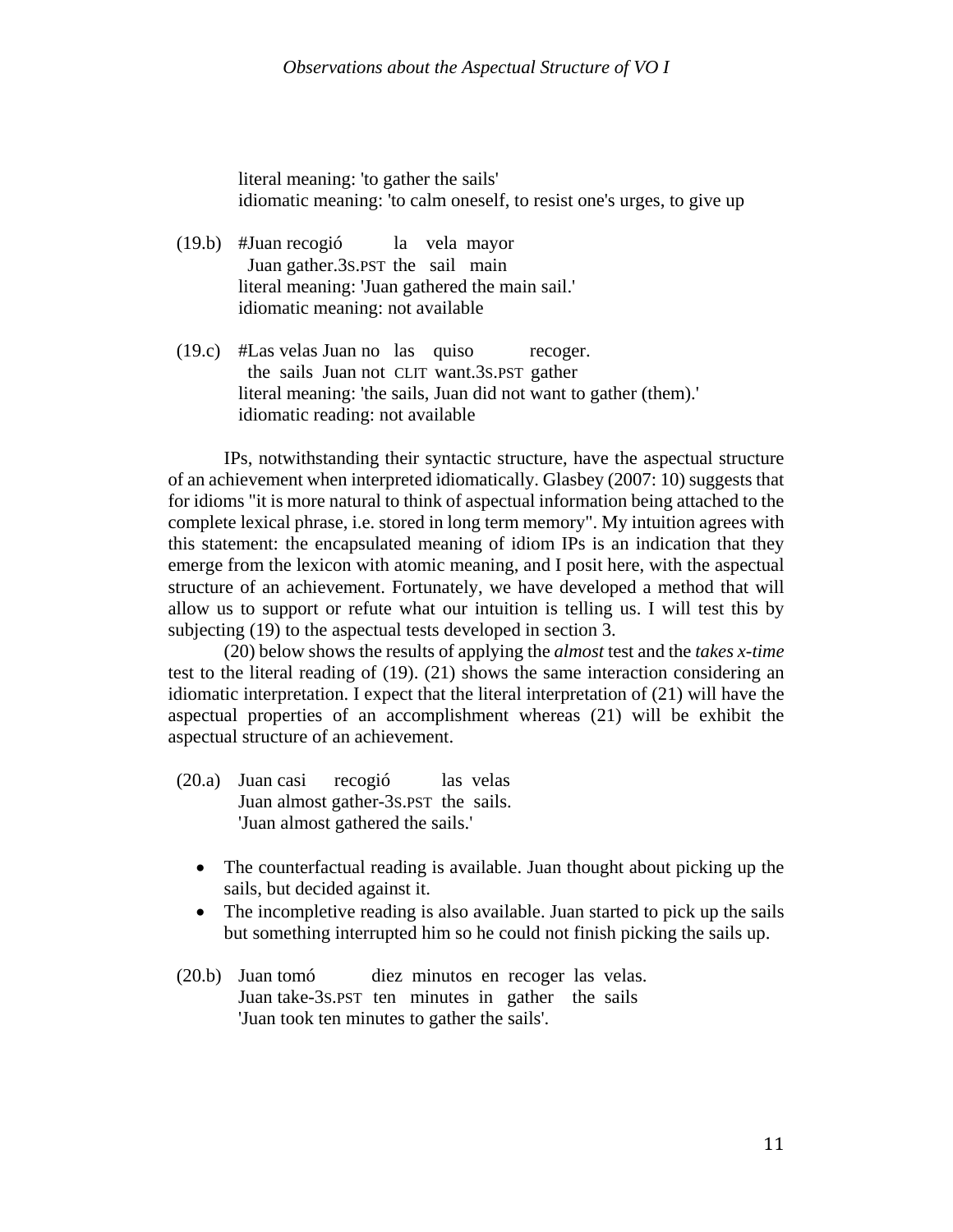literal meaning: 'to gather the sails'
idiomatic meaning: 'to calm oneself, to resist one's urges, to give up

(19.b) #Juan recogió la vela mayor
Juan gather.3S.PST the sail main
literal meaning: 'Juan gathered the main sail.'
idiomatic meaning: not available

(19.c) #Las velas Juan no las quiso recoger.
the sails Juan not CLIT want.3S.PST gather
literal meaning: 'the sails, Juan did not want to gather (them).'
idiomatic reading: not available

IPs, notwithstanding their syntactic structure, have the aspectual structure of an achievement when interpreted idiomatically. Glasbey (2007: 10) suggests that for idioms "it is more natural to think of aspectual information being attached to the complete lexical phrase, i.e. stored in long term memory". My intuition agrees with this statement: the encapsulated meaning of idiom IPs is an indication that they emerge from the lexicon with atomic meaning, and I posit here, with the aspectual structure of an achievement. Fortunately, we have developed a method that will allow us to support or refute what our intuition is telling us. I will test this by subjecting (19) to the aspectual tests developed in section 3.

(20) below shows the results of applying the *almost* test and the *takes x-time* test to the literal reading of (19). (21) shows the same interaction considering an idiomatic interpretation. I expect that the literal interpretation of (21) will have the aspectual properties of an accomplishment whereas (21) will be exhibit the aspectual structure of an achievement.

(20.a) Juan casi recogió las velas
Juan almost gather-3S.PST the sails.
'Juan almost gathered the sails.'

- The counterfactual reading is available. Juan thought about picking up the sails, but decided against it.
- The incompletive reading is also available. Juan started to pick up the sails but something interrupted him so he could not finish picking the sails up.

(20.b) Juan tomó diez minutos en recoger las velas.
Juan take-3S.PST ten minutes in gather the sails
'Juan took ten minutes to gather the sails'.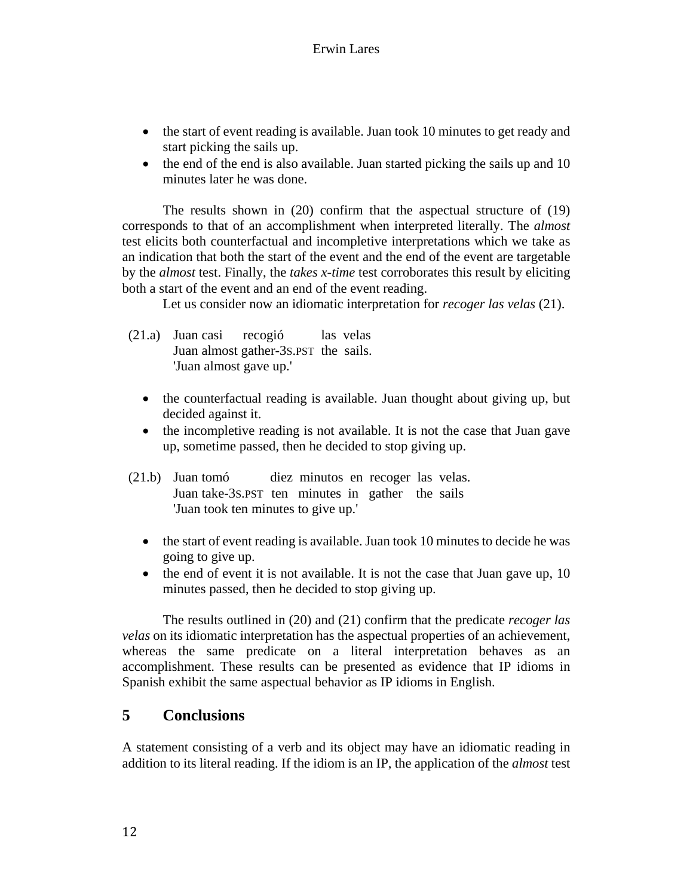- the start of event reading is available. Juan took 10 minutes to get ready and start picking the sails up.
- the end of the end is also available. Juan started picking the sails up and 10 minutes later he was done.

The results shown in (20) confirm that the aspectual structure of (19) corresponds to that of an accomplishment when interpreted literally. The *almost* test elicits both counterfactual and incompletive interpretations which we take as an indication that both the start of the event and the end of the event are targetable by the *almost* test. Finally, the *takes x-time* test corroborates this result by eliciting both a start of the event and an end of the event reading.

Let us consider now an idiomatic interpretation for *recoger las velas* (21).

(21.a) Juan casi recogió las velas
Juan almost gather-3S.PST the sails.
'Juan almost gave up.'

- the counterfactual reading is available. Juan thought about giving up, but decided against it.
- the incompletive reading is not available. It is not the case that Juan gave up, sometime passed, then he decided to stop giving up.

(21.b) Juan tomó diez minutos en recoger las velas.
Juan take-3S.PST ten minutes in gather the sails
'Juan took ten minutes to give up.'

- the start of event reading is available. Juan took 10 minutes to decide he was going to give up.
- the end of event it is not available. It is not the case that Juan gave up, 10 minutes passed, then he decided to stop giving up.

The results outlined in (20) and (21) confirm that the predicate *recoger las velas* on its idiomatic interpretation has the aspectual properties of an achievement, whereas the same predicate on a literal interpretation behaves as an accomplishment. These results can be presented as evidence that IP idioms in Spanish exhibit the same aspectual behavior as IP idioms in English.

## 5 Conclusions

A statement consisting of a verb and its object may have an idiomatic reading in addition to its literal reading. If the idiom is an IP, the application of the *almost* test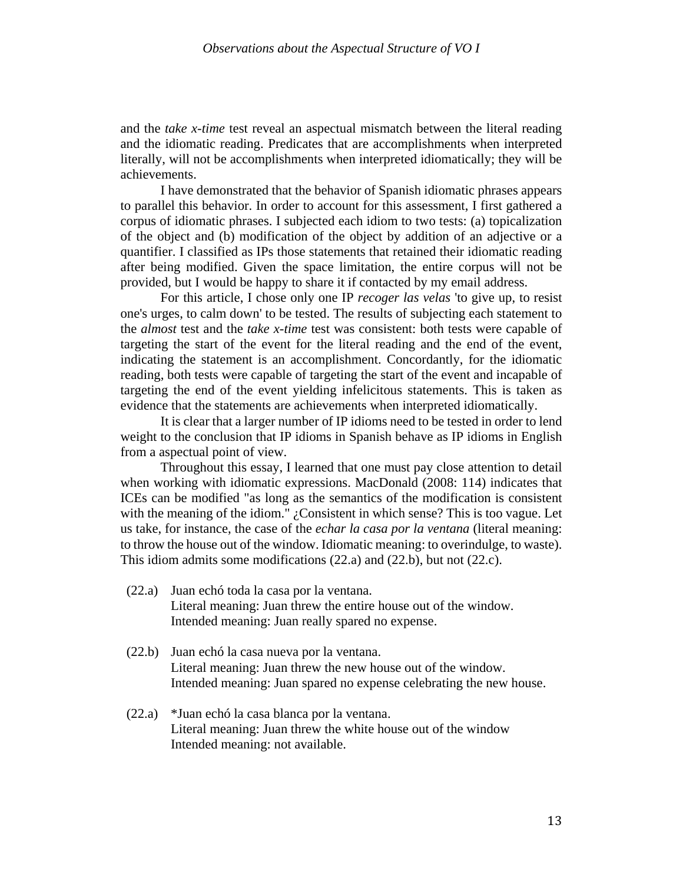and the *take x-time* test reveal an aspectual mismatch between the literal reading and the idiomatic reading. Predicates that are accomplishments when interpreted literally, will not be accomplishments when interpreted idiomatically; they will be achievements.

I have demonstrated that the behavior of Spanish idiomatic phrases appears to parallel this behavior. In order to account for this assessment, I first gathered a corpus of idiomatic phrases. I subjected each idiom to two tests: (a) topicalization of the object and (b) modification of the object by addition of an adjective or a quantifier. I classified as IPs those statements that retained their idiomatic reading after being modified. Given the space limitation, the entire corpus will not be provided, but I would be happy to share it if contacted by my email address.

For this article, I chose only one IP *recoger las velas* 'to give up, to resist one's urges, to calm down' to be tested. The results of subjecting each statement to the *almost* test and the *take x-time* test was consistent: both tests were capable of targeting the start of the event for the literal reading and the end of the event, indicating the statement is an accomplishment. Concordantly, for the idiomatic reading, both tests were capable of targeting the start of the event and incapable of targeting the end of the event yielding infelicitous statements. This is taken as evidence that the statements are achievements when interpreted idiomatically.

It is clear that a larger number of IP idioms need to be tested in order to lend weight to the conclusion that IP idioms in Spanish behave as IP idioms in English from a aspectual point of view.

Throughout this essay, I learned that one must pay close attention to detail when working with idiomatic expressions. MacDonald (2008: 114) indicates that ICEs can be modified "as long as the semantics of the modification is consistent with the meaning of the idiom." ¿Consistent in which sense? This is too vague. Let us take, for instance, the case of the *echar la casa por la ventana* (literal meaning: to throw the house out of the window. Idiomatic meaning: to overindulge, to waste). This idiom admits some modifications (22.a) and (22.b), but not (22.c).

(22.a) Juan echó toda la casa por la ventana.
Literal meaning: Juan threw the entire house out of the window.
Intended meaning: Juan really spared no expense.

(22.b) Juan echó la casa nueva por la ventana.
Literal meaning: Juan threw the new house out of the window.
Intended meaning: Juan spared no expense celebrating the new house.

(22.a) *Juan echó la casa blanca por la ventana.
Literal meaning: Juan threw the white house out of the window
Intended meaning: not available.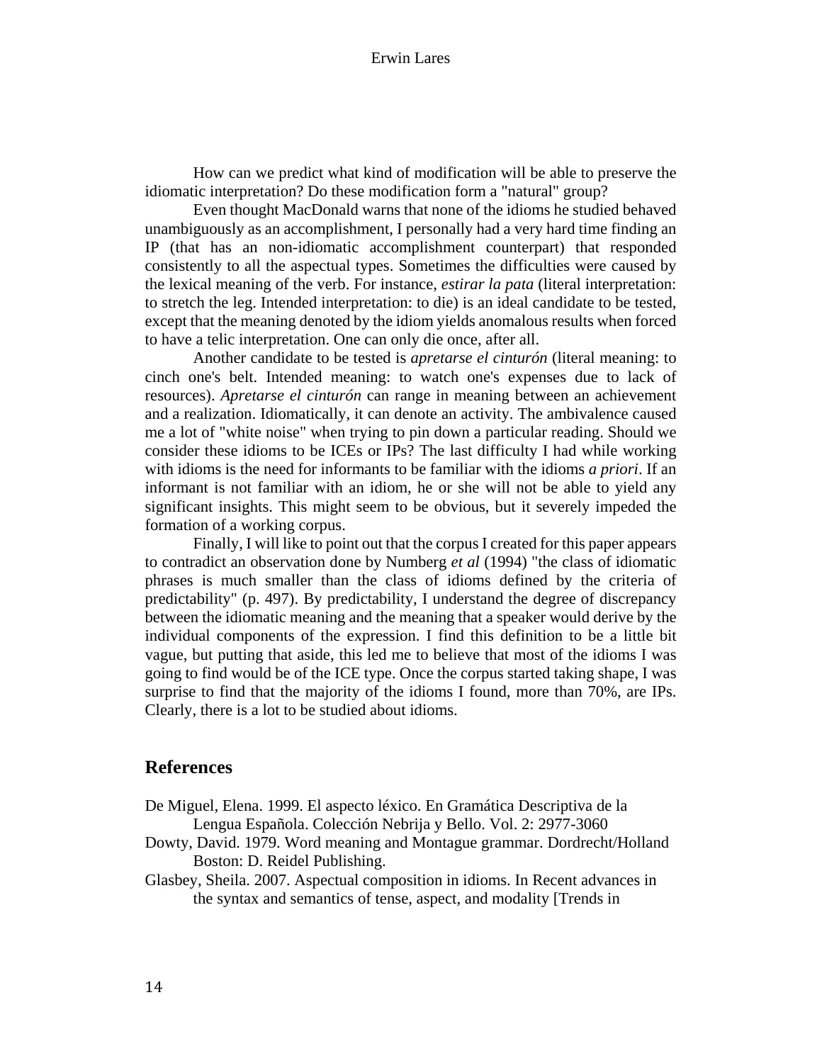How can we predict what kind of modification will be able to preserve the idiomatic interpretation? Do these modification form a "natural" group?

Even thought MacDonald warns that none of the idioms he studied behaved unambiguously as an accomplishment, I personally had a very hard time finding an IP (that has an non-idiomatic accomplishment counterpart) that responded consistently to all the aspectual types. Sometimes the difficulties were caused by the lexical meaning of the verb. For instance, *estirar la pata* (literal interpretation: to stretch the leg. Intended interpretation: to die) is an ideal candidate to be tested, except that the meaning denoted by the idiom yields anomalous results when forced to have a telic interpretation. One can only die once, after all.

Another candidate to be tested is *apretarse el cinturón* (literal meaning: to cinch one's belt. Intended meaning: to watch one's expenses due to lack of resources). *Apretarse el cinturón* can range in meaning between an achievement and a realization. Idiomatically, it can denote an activity. The ambivalence caused me a lot of "white noise" when trying to pin down a particular reading. Should we consider these idioms to be ICEs or IPs? The last difficulty I had while working with idioms is the need for informants to be familiar with the idioms *a priori*. If an informant is not familiar with an idiom, he or she will not be able to yield any significant insights. This might seem to be obvious, but it severely impeded the formation of a working corpus.

Finally, I will like to point out that the corpus I created for this paper appears to contradict an observation done by Numberg *et al* (1994) "the class of idiomatic phrases is much smaller than the class of idioms defined by the criteria of predictability" (p. 497). By predictability, I understand the degree of discrepancy between the idiomatic meaning and the meaning that a speaker would derive by the individual components of the expression. I find this definition to be a little bit vague, but putting that aside, this led me to believe that most of the idioms I was going to find would be of the ICE type. Once the corpus started taking shape, I was surprise to find that the majority of the idioms I found, more than 70%, are IPs. Clearly, there is a lot to be studied about idioms.

## References

De Miguel, Elena. 1999. El aspecto léxico. En Gramática Descriptiva de la Lengua Española. Colección Nebrija y Bello. Vol. 2: 2977-3060

Dowty, David. 1979. Word meaning and Montague grammar. Dordrecht/Holland Boston: D. Reidel Publishing.

Glasbey, Sheila. 2007. Aspectual composition in idioms. In Recent advances in the syntax and semantics of tense, aspect, and modality [Trends in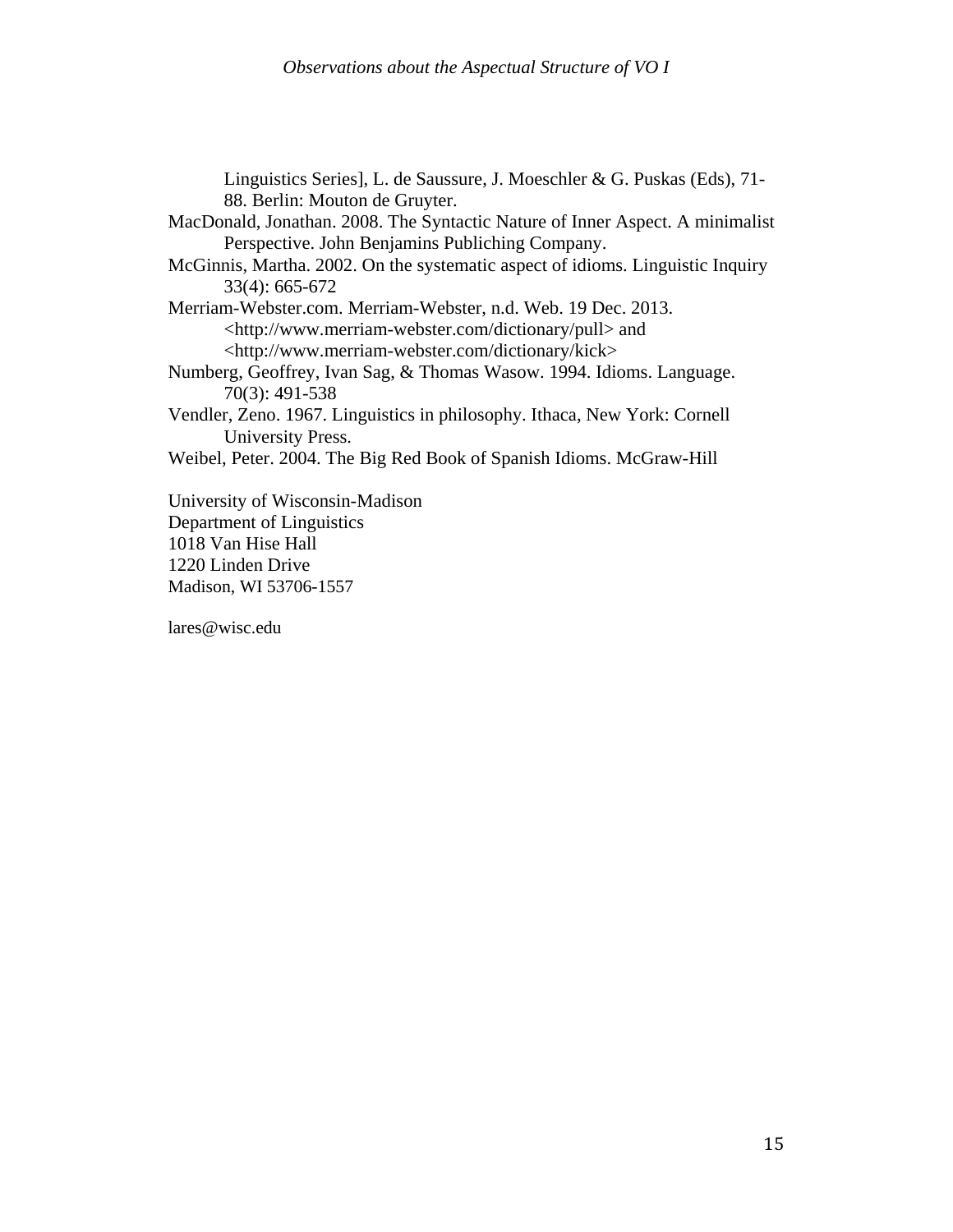Linguistics Series], L. de Saussure, J. Moeschler & G. Puskas (Eds), 71-88. Berlin: Mouton de Gruyter.

MacDonald, Jonathan. 2008. The Syntactic Nature of Inner Aspect. A minimalist Perspective. John Benjamins Publiching Company.

McGinnis, Martha. 2002. On the systematic aspect of idioms. Linguistic Inquiry 33(4): 665-672

Merriam-Webster.com. Merriam-Webster, n.d. Web. 19 Dec. 2013. <http://www.merriam-webster.com/dictionary/pull> and <http://www.merriam-webster.com/dictionary/kick>

Numberg, Geoffrey, Ivan Sag, & Thomas Wasow. 1994. Idioms. Language. 70(3): 491-538

Vendler, Zeno. 1967. Linguistics in philosophy. Ithaca, New York: Cornell University Press.

Weibel, Peter. 2004. The Big Red Book of Spanish Idioms. McGraw-Hill

University of Wisconsin-Madison
Department of Linguistics
1018 Van Hise Hall
1220 Linden Drive
Madison, WI 53706-1557

lares@wisc.edu